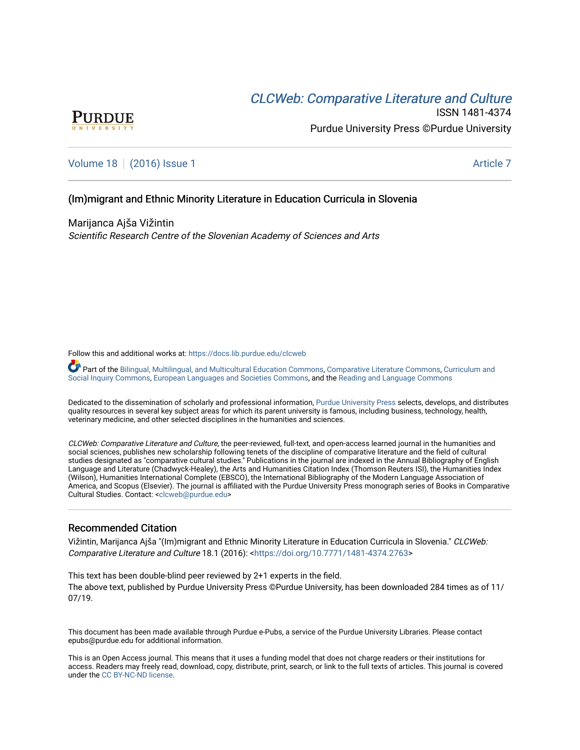# CLCWeb: Comparative Literature and Culture

ISSN 1481-4374

Purdue University Press ©Purdue University

Volume 18 | (2016) Issue 1 — Article 7

## (Im)migrant and Ethnic Minority Literature in Education Curricula in Slovenia

Marijanca Ajša Vižintin

*Scientific Research Centre of the Slovenian Academy of Sciences and Arts*

Follow this and additional works at: https://docs.lib.purdue.edu/clcweb

Part of the Bilingual, Multilingual, and Multicultural Education Commons, Comparative Literature Commons, Curriculum and Social Inquiry Commons, European Languages and Societies Commons, and the Reading and Language Commons

Dedicated to the dissemination of scholarly and professional information, Purdue University Press selects, develops, and distributes quality resources in several key subject areas for which its parent university is famous, including business, technology, health, veterinary medicine, and other selected disciplines in the humanities and sciences.

*CLCWeb: Comparative Literature and Culture*, the peer-reviewed, full-text, and open-access learned journal in the humanities and social sciences, publishes new scholarship following tenets of the discipline of comparative literature and the field of cultural studies designated as "comparative cultural studies." Publications in the journal are indexed in the Annual Bibliography of English Language and Literature (Chadwyck-Healey), the Arts and Humanities Citation Index (Thomson Reuters ISI), the Humanities Index (Wilson), Humanities International Complete (EBSCO), the International Bibliography of the Modern Language Association of America, and Scopus (Elsevier). The journal is affiliated with the Purdue University Press monograph series of Books in Comparative Cultural Studies. Contact: <clcweb@purdue.edu>

### Recommended Citation

Vižintin, Marijanca Ajša "(Im)migrant and Ethnic Minority Literature in Education Curricula in Slovenia." *CLCWeb: Comparative Literature and Culture* 18.1 (2016): <https://doi.org/10.7771/1481-4374.2763>

This text has been double-blind peer reviewed by 2+1 experts in the field.

The above text, published by Purdue University Press ©Purdue University, has been downloaded 284 times as of 11/07/19.

This document has been made available through Purdue e-Pubs, a service of the Purdue University Libraries. Please contact epubs@purdue.edu for additional information.

This is an Open Access journal. This means that it uses a funding model that does not charge readers or their institutions for access. Readers may freely read, download, copy, distribute, print, search, or link to the full texts of articles. This journal is covered under the CC BY-NC-ND license.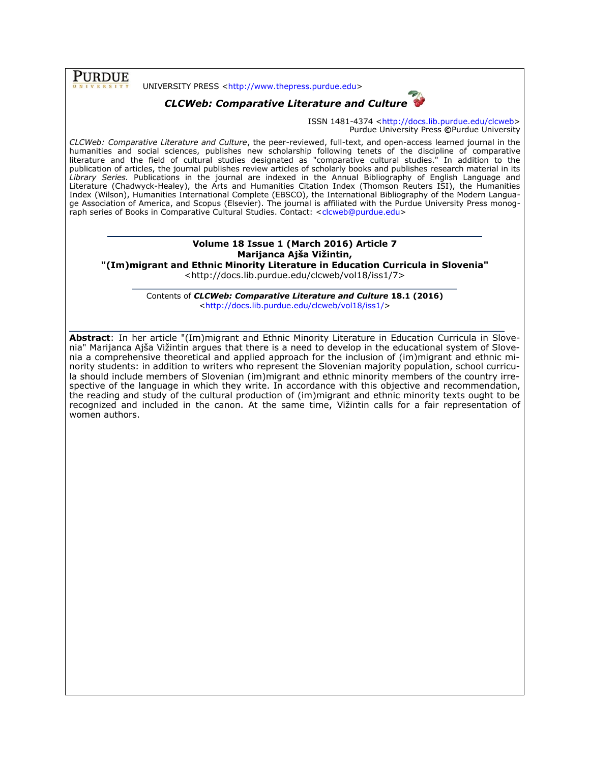**PURDUE** UNIVERSITY

UNIVERSITY PRESS <http://www.thepress.purdue.edu>

***CLCWeb: Comparative Literature and Culture***

ISSN 1481-4374 <http://docs.lib.purdue.edu/clcweb>
Purdue University Press ©Purdue University

*CLCWeb: Comparative Literature and Culture*, the peer-reviewed, full-text, and open-access learned journal in the humanities and social sciences, publishes new scholarship following tenets of the discipline of comparative literature and the field of cultural studies designated as "comparative cultural studies." In addition to the publication of articles, the journal publishes review articles of scholarly books and publishes research material in its *Library Series.* Publications in the journal are indexed in the Annual Bibliography of English Language and Literature (Chadwyck-Healey), the Arts and Humanities Citation Index (Thomson Reuters ISI), the Humanities Index (Wilson), Humanities International Complete (EBSCO), the International Bibliography of the Modern Language Association of America, and Scopus (Elsevier). The journal is affiliated with the Purdue University Press monograph series of Books in Comparative Cultural Studies. Contact: <clcweb@purdue.edu>

---

**Volume 18 Issue 1 (March 2016) Article 7**
**Marijanca Ajša Vižintin,**
**"(Im)migrant and Ethnic Minority Literature in Education Curricula in Slovenia"**
<http://docs.lib.purdue.edu/clcweb/vol18/iss1/7>

---

Contents of ***CLCWeb: Comparative Literature and Culture* 18.1 (2016)**
<http://docs.lib.purdue.edu/clcweb/vol18/iss1/>

---

**Abstract**: In her article "(Im)migrant and Ethnic Minority Literature in Education Curricula in Slovenia" Marijanca Ajša Vižintin argues that there is a need to develop in the educational system of Slovenia a comprehensive theoretical and applied approach for the inclusion of (im)migrant and ethnic minority students: in addition to writers who represent the Slovenian majority population, school curricula should include members of Slovenian (im)migrant and ethnic minority members of the country irrespective of the language in which they write. In accordance with this objective and recommendation, the reading and study of the cultural production of (im)migrant and ethnic minority texts ought to be recognized and included in the canon. At the same time, Vižintin calls for a fair representation of women authors.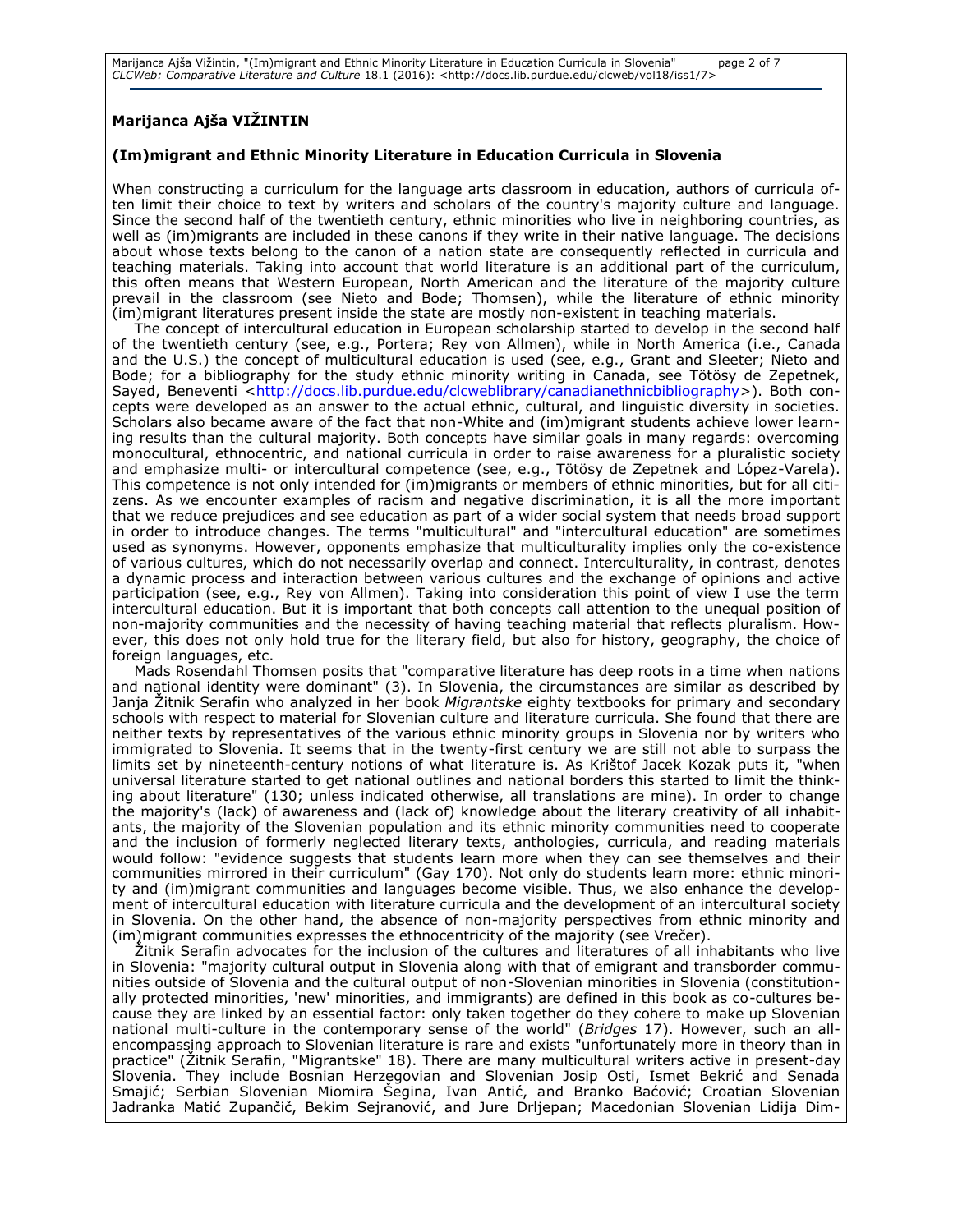**Marijanca Ajša VIŽINTIN**

**(Im)migrant and Ethnic Minority Literature in Education Curricula in Slovenia**

When constructing a curriculum for the language arts classroom in education, authors of curricula often limit their choice to text by writers and scholars of the country's majority culture and language. Since the second half of the twentieth century, ethnic minorities who live in neighboring countries, as well as (im)migrants are included in these canons if they write in their native language. The decisions about whose texts belong to the canon of a nation state are consequently reflected in curricula and teaching materials. Taking into account that world literature is an additional part of the curriculum, this often means that Western European, North American and the literature of the majority culture prevail in the classroom (see Nieto and Bode; Thomsen), while the literature of ethnic minority (im)migrant literatures present inside the state are mostly non-existent in teaching materials.

The concept of intercultural education in European scholarship started to develop in the second half of the twentieth century (see, e.g., Portera; Rey von Allmen), while in North America (i.e., Canada and the U.S.) the concept of multicultural education is used (see, e.g., Grant and Sleeter; Nieto and Bode; for a bibliography for the study ethnic minority writing in Canada, see Tötösy de Zepetnek, Sayed, Beneventi <http://docs.lib.purdue.edu/clcweblibrary/canadianethnicbibliography>). Both concepts were developed as an answer to the actual ethnic, cultural, and linguistic diversity in societies. Scholars also became aware of the fact that non-White and (im)migrant students achieve lower learning results than the cultural majority. Both concepts have similar goals in many regards: overcoming monocultural, ethnocentric, and national curricula in order to raise awareness for a pluralistic society and emphasize multi- or intercultural competence (see, e.g., Tötösy de Zepetnek and López-Varela). This competence is not only intended for (im)migrants or members of ethnic minorities, but for all citizens. As we encounter examples of racism and negative discrimination, it is all the more important that we reduce prejudices and see education as part of a wider social system that needs broad support in order to introduce changes. The terms "multicultural" and "intercultural education" are sometimes used as synonyms. However, opponents emphasize that multiculturality implies only the co-existence of various cultures, which do not necessarily overlap and connect. Interculturality, in contrast, denotes a dynamic process and interaction between various cultures and the exchange of opinions and active participation (see, e.g., Rey von Allmen). Taking into consideration this point of view I use the term intercultural education. But it is important that both concepts call attention to the unequal position of non-majority communities and the necessity of having teaching material that reflects pluralism. However, this does not only hold true for the literary field, but also for history, geography, the choice of foreign languages, etc.

Mads Rosendahl Thomsen posits that "comparative literature has deep roots in a time when nations and national identity were dominant" (3). In Slovenia, the circumstances are similar as described by Janja Žitnik Serafin who analyzed in her book *Migrantske* eighty textbooks for primary and secondary schools with respect to material for Slovenian culture and literature curricula. She found that there are neither texts by representatives of the various ethnic minority groups in Slovenia nor by writers who immigrated to Slovenia. It seems that in the twenty-first century we are still not able to surpass the limits set by nineteenth-century notions of what literature is. As Krištof Jacek Kozak puts it, "when universal literature started to get national outlines and national borders this started to limit the thinking about literature" (130; unless indicated otherwise, all translations are mine). In order to change the majority's (lack) of awareness and (lack of) knowledge about the literary creativity of all inhabitants, the majority of the Slovenian population and its ethnic minority communities need to cooperate and the inclusion of formerly neglected literary texts, anthologies, curricula, and reading materials would follow: "evidence suggests that students learn more when they can see themselves and their communities mirrored in their curriculum" (Gay 170). Not only do students learn more: ethnic minority and (im)migrant communities and languages become visible. Thus, we also enhance the development of intercultural education with literature curricula and the development of an intercultural society in Slovenia. On the other hand, the absence of non-majority perspectives from ethnic minority and (im)migrant communities expresses the ethnocentricity of the majority (see Vrečer).

Žitnik Serafin advocates for the inclusion of the cultures and literatures of all inhabitants who live in Slovenia: "majority cultural output in Slovenia along with that of emigrant and transborder communities outside of Slovenia and the cultural output of non-Slovenian minorities in Slovenia (constitutionally protected minorities, 'new' minorities, and immigrants) are defined in this book as co-cultures because they are linked by an essential factor: only taken together do they cohere to make up Slovenian national multi-culture in the contemporary sense of the world" (*Bridges* 17). However, such an all-encompassing approach to Slovenian literature is rare and exists "unfortunately more in theory than in practice" (Žitnik Serafin, "Migrantske" 18). There are many multicultural writers active in present-day Slovenia. They include Bosnian Herzegovian and Slovenian Josip Osti, Ismet Bekrić and Senada Smajić; Serbian Slovenian Miomira Šegina, Ivan Antić, and Branko Baćović; Croatian Slovenian Jadranka Matić Zupančič, Bekim Sejranović, and Jure Drljepan; Macedonian Slovenian Lidija Dim-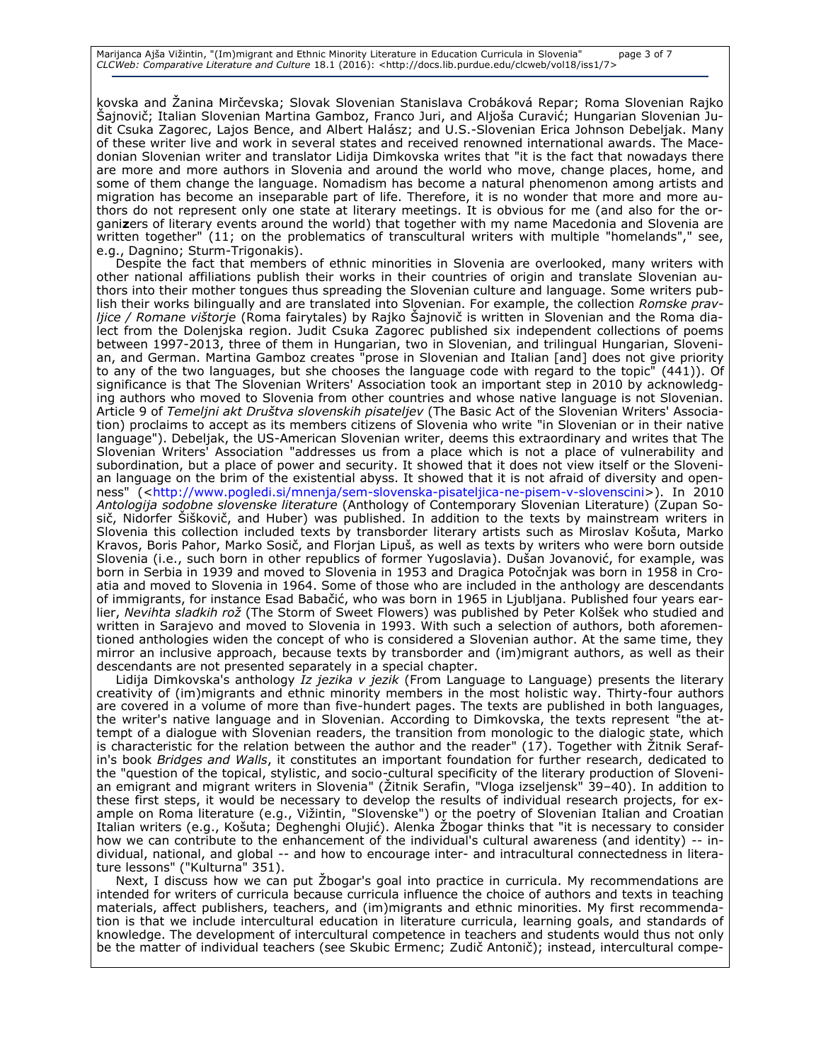kovska and Žanina Mirčevska; Slovak Slovenian Stanislava Crobáková Repar; Roma Slovenian Rajko Šajnovič; Italian Slovenian Martina Gamboz, Franco Juri, and Aljoša Curavić; Hungarian Slovenian Judit Csuka Zagorec, Lajos Bence, and Albert Halász; and U.S.-Slovenian Erica Johnson Debeljak. Many of these writer live and work in several states and received renowned international awards. The Macedonian Slovenian writer and translator Lidija Dimkovska writes that "it is the fact that nowadays there are more and more authors in Slovenia and around the world who move, change places, home, and some of them change the language. Nomadism has become a natural phenomenon among artists and migration has become an inseparable part of life. Therefore, it is no wonder that more and more authors do not represent only one state at literary meetings. It is obvious for me (and also for the organi**z**ers of literary events around the world) that together with my name Macedonia and Slovenia are written together" (11; on the problematics of transcultural writers with multiple "homelands"," see, e.g., Dagnino; Sturm-Trigonakis).

Despite the fact that members of ethnic minorities in Slovenia are overlooked, many writers with other national affiliations publish their works in their countries of origin and translate Slovenian authors into their mother tongues thus spreading the Slovenian culture and language. Some writers publish their works bilingually and are translated into Slovenian. For example, the collection *Romske pravljice / Romane vištorje* (Roma fairytales) by Rajko Šajnovič is written in Slovenian and the Roma dialect from the Dolenjska region. Judit Csuka Zagorec published six independent collections of poems between 1997-2013, three of them in Hungarian, two in Slovenian, and trilingual Hungarian, Slovenian, and German. Martina Gamboz creates "prose in Slovenian and Italian [and] does not give priority to any of the two languages, but she chooses the language code with regard to the topic" (441)). Of significance is that The Slovenian Writers' Association took an important step in 2010 by acknowledging authors who moved to Slovenia from other countries and whose native language is not Slovenian. Article 9 of *Temeljni akt Društva slovenskih pisateljev* (The Basic Act of the Slovenian Writers' Association) proclaims to accept as its members citizens of Slovenia who write "in Slovenian or in their native language"). Debeljak, the US-American Slovenian writer, deems this extraordinary and writes that The Slovenian Writers' Association "addresses us from a place which is not a place of vulnerability and subordination, but a place of power and security. It showed that it does not view itself or the Slovenian language on the brim of the existential abyss. It showed that it is not afraid of diversity and openness" (<http://www.pogledi.si/mnenja/sem-slovenska-pisateljica-ne-pisem-v-slovenscini>). In 2010 *Antologija sodobne slovenske literature* (Anthology of Contemporary Slovenian Literature) (Zupan Sosič, Nidorfer Šiškovič, and Huber) was published. In addition to the texts by mainstream writers in Slovenia this collection included texts by transborder literary artists such as Miroslav Košuta, Marko Kravos, Boris Pahor, Marko Sosič, and Florjan Lipuš, as well as texts by writers who were born outside Slovenia (i.e., such born in other republics of former Yugoslavia). Dušan Jovanović, for example, was born in Serbia in 1939 and moved to Slovenia in 1953 and Dragica Potočnjak was born in 1958 in Croatia and moved to Slovenia in 1964. Some of those who are included in the anthology are descendants of immigrants, for instance Esad Babačić, who was born in 1965 in Ljubljana. Published four years earlier, *Nevihta sladkih rož* (The Storm of Sweet Flowers) was published by Peter Kolšek who studied and written in Sarajevo and moved to Slovenia in 1993. With such a selection of authors, both aforementioned anthologies widen the concept of who is considered a Slovenian author. At the same time, they mirror an inclusive approach, because texts by transborder and (im)migrant authors, as well as their descendants are not presented separately in a special chapter.

Lidija Dimkovska's anthology *Iz jezika v jezik* (From Language to Language) presents the literary creativity of (im)migrants and ethnic minority members in the most holistic way. Thirty-four authors are covered in a volume of more than five-hundert pages. The texts are published in both languages, the writer's native language and in Slovenian. According to Dimkovska, the texts represent "the attempt of a dialogue with Slovenian readers, the transition from monologic to the dialogic state, which is characteristic for the relation between the author and the reader" (17). Together with Žitnik Serafin's book *Bridges and Walls*, it constitutes an important foundation for further research, dedicated to the "question of the topical, stylistic, and socio-cultural specificity of the literary production of Slovenian emigrant and migrant writers in Slovenia" (Žitnik Serafin, "Vloga izseljensk" 39–40). In addition to these first steps, it would be necessary to develop the results of individual research projects, for example on Roma literature (e.g., Vižintin, "Slovenske") or the poetry of Slovenian Italian and Croatian Italian writers (e.g., Košuta; Deghenghi Olujić). Alenka Žbogar thinks that "it is necessary to consider how we can contribute to the enhancement of the individual's cultural awareness (and identity) -- individual, national, and global -- and how to encourage inter- and intracultural connectedness in literature lessons" ("Kulturna" 351).

Next, I discuss how we can put Žbogar's goal into practice in curricula. My recommendations are intended for writers of curricula because curricula influence the choice of authors and texts in teaching materials, affect publishers, teachers, and (im)migrants and ethnic minorities. My first recommendation is that we include intercultural education in literature curricula, learning goals, and standards of knowledge. The development of intercultural competence in teachers and students would thus not only be the matter of individual teachers (see Skubic Ermenc; Zudič Antonič); instead, intercultural compe-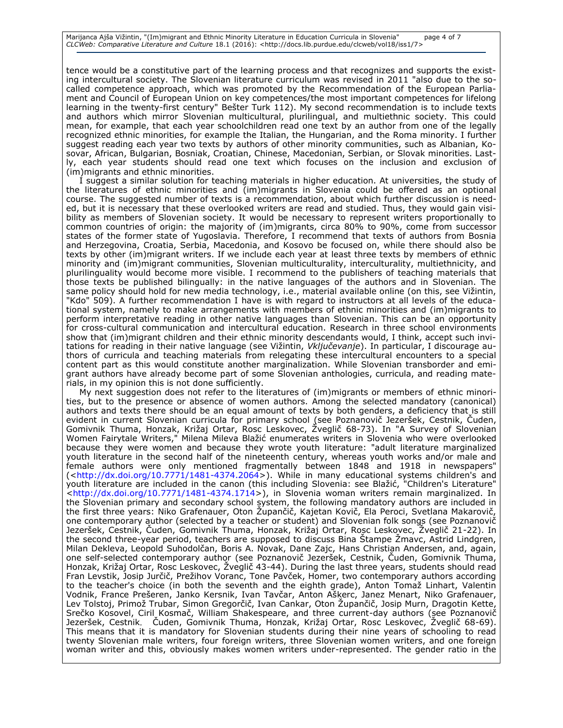tence would be a constitutive part of the learning process and that recognizes and supports the existing intercultural society. The Slovenian literature curriculum was revised in 2011 "also due to the so-called competence approach, which was promoted by the Recommendation of the European Parliament and Council of European Union on key competences/the most important competences for lifelong learning in the twenty-first century" Bešter Turk 112). My second recommendation is to include texts and authors which mirror Slovenian multicultural, plurilingual, and multiethnic society. This could mean, for example, that each year schoolchildren read one text by an author from one of the legally recognized ethnic minorities, for example the Italian, the Hungarian, and the Roma minority. I further suggest reading each year two texts by authors of other minority communities, such as Albanian, Kosovar, African, Bulgarian, Bosniak, Croatian, Chinese, Macedonian, Serbian, or Slovak minorities. Lastly, each year students should read one text which focuses on the inclusion and exclusion of (im)migrants and ethnic minorities.

I suggest a similar solution for teaching materials in higher education. At universities, the study of the literatures of ethnic minorities and (im)migrants in Slovenia could be offered as an optional course. The suggested number of texts is a recommendation, about which further discussion is needed, but it is necessary that these overlooked writers are read and studied. Thus, they would gain visibility as members of Slovenian society. It would be necessary to represent writers proportionally to common countries of origin: the majority of (im)migrants, circa 80% to 90%, come from successor states of the former state of Yugoslavia. Therefore, I recommend that texts of authors from Bosnia and Herzegovina, Croatia, Serbia, Macedonia, and Kosovo be focused on, while there should also be texts by other (im)migrant writers. If we include each year at least three texts by members of ethnic minority and (im)migrant communities, Slovenian multiculturality, interculturality, multiethnicity, and plurilinguality would become more visible. I recommend to the publishers of teaching materials that those texts be published bilingually: in the native languages of the authors and in Slovenian. The same policy should hold for new media technology, i.e., material available online (on this, see Vižintin, "Kdo" 509). A further recommendation I have is with regard to instructors at all levels of the educational system, namely to make arrangements with members of ethnic minorities and (im)migrants to perform interpretative reading in other native languages than Slovenian. This can be an opportunity for cross-cultural communication and intercultural education. Research in three school environments show that (im)migrant children and their ethnic minority descendants would, I think, accept such invitations for reading in their native language (see Vižintin, *Vključevanje*). In particular, I discourage authors of curricula and teaching materials from relegating these intercultural encounters to a special content part as this would constitute another marginalization. While Slovenian transborder and emigrant authors have already become part of some Slovenian anthologies, curricula, and reading materials, in my opinion this is not done sufficiently.

My next suggestion does not refer to the literatures of (im)migrants or members of ethnic minorities, but to the presence or absence of women authors. Among the selected mandatory (canonical) authors and texts there should be an equal amount of texts by both genders, a deficiency that is still evident in current Slovenian curricula for primary school (see Poznanovič Jeseršek, Cestnik, Čuden, Gomivnik Thuma, Honzak, Križaj Ortar, Rosc Leskovec, Žveglič 68-73). In "A Survey of Slovenian Women Fairytale Writers," Milena Mileva Blažić enumerates writers in Slovenia who were overlooked because they were women and because they wrote youth literature: "adult literature marginalized youth literature in the second half of the nineteenth century, whereas youth works and/or male and female authors were only mentioned fragmentally between 1848 and 1918 in newspapers" (<http://dx.doi.org/10.7771/1481-4374.2064>). While in many educational systems children's and youth literature are included in the canon (this including Slovenia: see Blažić, "Children's Literature" <http://dx.doi.org/10.7771/1481-4374.1714>), in Slovenia woman writers remain marginalized. In the Slovenian primary and secondary school system, the following mandatory authors are included in the first three years: Niko Grafenauer, Oton Župančič, Kajetan Kovič, Ela Peroci, Svetlana Makarovič, one contemporary author (selected by a teacher or student) and Slovenian folk songs (see Poznanovič Jeseršek, Cestnik, Čuden, Gomivnik Thuma, Honzak, Križaj Ortar, Rosc Leskovec, Žveglič 21-22). In the second three-year period, teachers are supposed to discuss Bina Štampe Žmavc, Astrid Lindgren, Milan Dekleva, Leopold Suhodolčan, Boris A. Novak, Dane Zajc, Hans Christian Andersen, and, again, one self-selected contemporary author (see Poznanovič Jeseršek, Cestnik, Čuden, Gomivnik Thuma, Honzak, Križaj Ortar, Rosc Leskovec, Žveglič 43-44). During the last three years, students should read Fran Levstik, Josip Jurčič, Prežihov Voranc, Tone Pavček, Homer, two contemporary authors according to the teacher's choice (in both the seventh and the eighth grade), Anton Tomaž Linhart, Valentin Vodnik, France Prešeren, Janko Kersnik, Ivan Tavčar, Anton Aškerc, Janez Menart, Niko Grafenauer, Lev Tolstoj, Primož Trubar, Simon Gregorčič, Ivan Cankar, Oton Župančič, Josip Murn, Dragotin Kette, Srečko Kosovel, Ciril Kosmač, William Shakespeare, and three current-day authors (see Poznanovič Jeseršek, Cestnik, Čuden, Gomivnik Thuma, Honzak, Križaj Ortar, Rosc Leskovec, Žveglič 68-69). This means that it is mandatory for Slovenian students during their nine years of schooling to read twenty Slovenian male writers, four foreign writers, three Slovenian women writers, and one foreign woman writer and this, obviously makes women writers under-represented. The gender ratio in the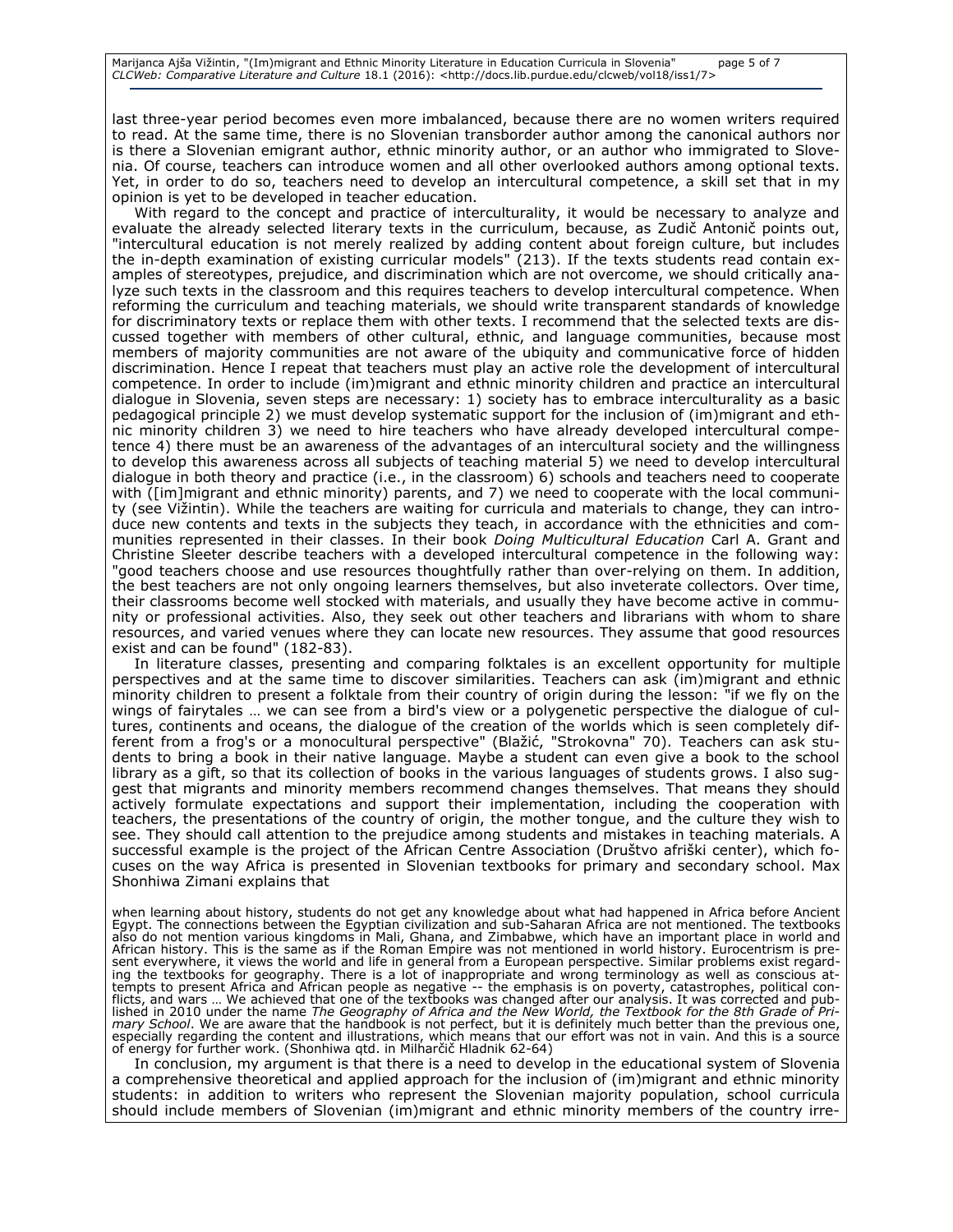last three-year period becomes even more imbalanced, because there are no women writers required to read. At the same time, there is no Slovenian transborder author among the canonical authors nor is there a Slovenian emigrant author, ethnic minority author, or an author who immigrated to Slovenia. Of course, teachers can introduce women and all other overlooked authors among optional texts. Yet, in order to do so, teachers need to develop an intercultural competence, a skill set that in my opinion is yet to be developed in teacher education.

With regard to the concept and practice of interculturality, it would be necessary to analyze and evaluate the already selected literary texts in the curriculum, because, as Zudič Antonič points out, "intercultural education is not merely realized by adding content about foreign culture, but includes the in-depth examination of existing curricular models" (213). If the texts students read contain examples of stereotypes, prejudice, and discrimination which are not overcome, we should critically analyze such texts in the classroom and this requires teachers to develop intercultural competence. When reforming the curriculum and teaching materials, we should write transparent standards of knowledge for discriminatory texts or replace them with other texts. I recommend that the selected texts are discussed together with members of other cultural, ethnic, and language communities, because most members of majority communities are not aware of the ubiquity and communicative force of hidden discrimination. Hence I repeat that teachers must play an active role the development of intercultural competence. In order to include (im)migrant and ethnic minority children and practice an intercultural dialogue in Slovenia, seven steps are necessary: 1) society has to embrace interculturality as a basic pedagogical principle 2) we must develop systematic support for the inclusion of (im)migrant and ethnic minority children 3) we need to hire teachers who have already developed intercultural competence 4) there must be an awareness of the advantages of an intercultural society and the willingness to develop this awareness across all subjects of teaching material 5) we need to develop intercultural dialogue in both theory and practice (i.e., in the classroom) 6) schools and teachers need to cooperate with ([im]migrant and ethnic minority) parents, and 7) we need to cooperate with the local community (see Vižintin). While the teachers are waiting for curricula and materials to change, they can introduce new contents and texts in the subjects they teach, in accordance with the ethnicities and communities represented in their classes. In their book *Doing Multicultural Education* Carl A. Grant and Christine Sleeter describe teachers with a developed intercultural competence in the following way: "good teachers choose and use resources thoughtfully rather than over-relying on them. In addition, the best teachers are not only ongoing learners themselves, but also inveterate collectors. Over time, their classrooms become well stocked with materials, and usually they have become active in community or professional activities. Also, they seek out other teachers and librarians with whom to share resources, and varied venues where they can locate new resources. They assume that good resources exist and can be found" (182-83).

In literature classes, presenting and comparing folktales is an excellent opportunity for multiple perspectives and at the same time to discover similarities. Teachers can ask (im)migrant and ethnic minority children to present a folktale from their country of origin during the lesson: "if we fly on the wings of fairytales … we can see from a bird's view or a polygenetic perspective the dialogue of cultures, continents and oceans, the dialogue of the creation of the worlds which is seen completely different from a frog's or a monocultural perspective" (Blažić, "Strokovna" 70). Teachers can ask students to bring a book in their native language. Maybe a student can even give a book to the school library as a gift, so that its collection of books in the various languages of students grows. I also suggest that migrants and minority members recommend changes themselves. That means they should actively formulate expectations and support their implementation, including the cooperation with teachers, the presentations of the country of origin, the mother tongue, and the culture they wish to see. They should call attention to the prejudice among students and mistakes in teaching materials. A successful example is the project of the African Centre Association (Društvo afriški center), which focuses on the way Africa is presented in Slovenian textbooks for primary and secondary school. Max Shonhiwa Zimani explains that

> when learning about history, students do not get any knowledge about what had happened in Africa before Ancient Egypt. The connections between the Egyptian civilization and sub-Saharan Africa are not mentioned. The textbooks also do not mention various kingdoms in Mali, Ghana, and Zimbabwe, which have an important place in world and African history. This is the same as if the Roman Empire was not mentioned in world history. Eurocentrism is present everywhere, it views the world and life in general from a European perspective. Similar problems exist regarding the textbooks for geography. There is a lot of inappropriate and wrong terminology as well as conscious attempts to present Africa and African people as negative -- the emphasis is on poverty, catastrophes, political conflicts, and wars … We achieved that one of the textbooks was changed after our analysis. It was corrected and published in 2010 under the name *The Geography of Africa and the New World, the Textbook for the 8th Grade of Primary School*. We are aware that the handbook is not perfect, but it is definitely much better than the previous one, especially regarding the content and illustrations, which means that our effort was not in vain. And this is a source of energy for further work. (Shonhiwa qtd. in Milharčič Hladnik 62-64)

In conclusion, my argument is that there is a need to develop in the educational system of Slovenia a comprehensive theoretical and applied approach for the inclusion of (im)migrant and ethnic minority students: in addition to writers who represent the Slovenian majority population, school curricula should include members of Slovenian (im)migrant and ethnic minority members of the country irre-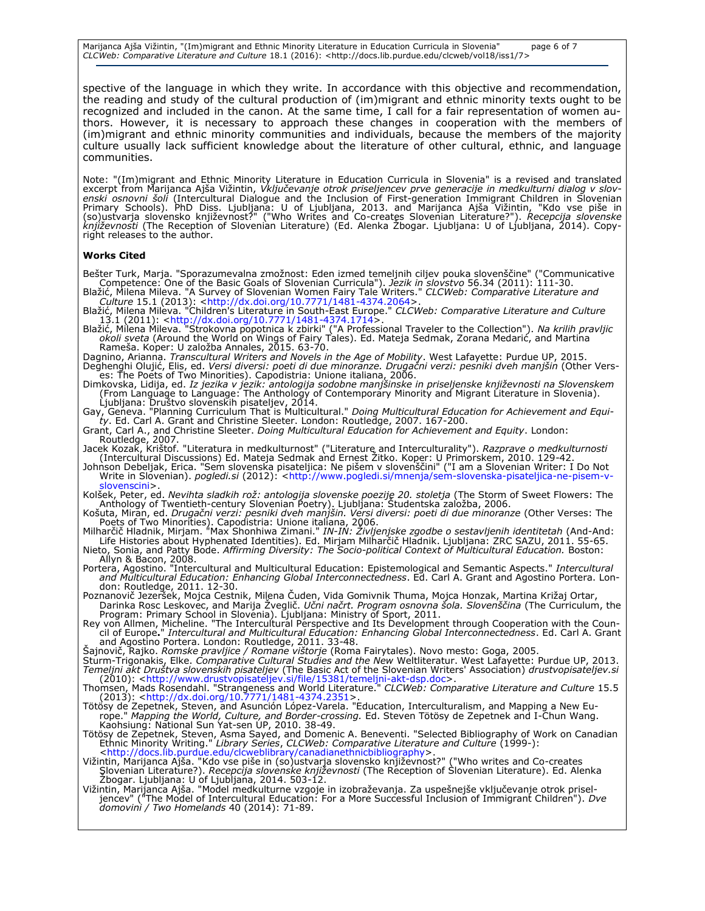spective of the language in which they write. In accordance with this objective and recommendation, the reading and study of the cultural production of (im)migrant and ethnic minority texts ought to be recognized and included in the canon. At the same time, I call for a fair representation of women authors. However, it is necessary to approach these changes in cooperation with the members of (im)migrant and ethnic minority communities and individuals, because the members of the majority culture usually lack sufficient knowledge about the literature of other cultural, ethnic, and language communities.

Note: "(Im)migrant and Ethnic Minority Literature in Education Curricula in Slovenia" is a revised and translated excerpt from Marijanca Ajša Vižintin, *Vključevanje otrok priseljencev prve generacije in medkulturni dialog v slovenski osnovni šoli* (Intercultural Dialogue and the Inclusion of First-generation Immigrant Children in Slovenian Primary Schools). PhD Diss. Ljubljana: U of Ljubljana, 2013. and Marijanca Ajša Vižintin, "Kdo vse piše in (so)ustvarja slovensko književnost?" ("Who Writes and Co-creates Slovenian Literature?"). *Recepcija slovenske književnosti* (The Reception of Slovenian Literature) (Ed. Alenka Žbogar. Ljubljana: U of Ljubljana, 2014). Copyright releases to the author.

**Works Cited**

Bešter Turk, Marja. "Sporazumevalna zmožnost: Eden izmed temeljnih ciljev pouka slovenščine" ("Communicative Competence: One of the Basic Goals of Slovenian Curricula"). *Jezik in slovstvo* 56.34 (2011): 111-30.

Blažić, Milena Mileva. "A Survey of Slovenian Women Fairy Tale Writers." *CLCWeb: Comparative Literature and Culture* 15.1 (2013): <http://dx.doi.org/10.7771/1481-4374.2064>.

Blažić, Milena Mileva. "Children's Literature in South-East Europe." *CLCWeb: Comparative Literature and Culture* 13.1 (2011): <http://dx.doi.org/10.7771/1481-4374.1714>.

Blažić, Milena Mileva. "Strokovna popotnica k zbirki" ("A Professional Traveler to the Collection"). *Na krilih pravljic okoli sveta* (Around the World on Wings of Fairy Tales). Ed. Mateja Sedmak, Zorana Medarić, and Martina Rameša. Koper: U založba Annales, 2015. 63-70.

Dagnino, Arianna. *Transcultural Writers and Novels in the Age of Mobility*. West Lafayette: Purdue UP, 2015.

Deghenghi Olujić, Elis, ed. *Versi diversi: poeti di due minoranze. Drugačni verzi: pesniki dveh manjšin* (Other Verses: The Poets of Two Minorities). Capodistria: Unione italiana, 2006.

Dimkovska, Lidija, ed. *Iz jezika v jezik: antologija sodobne manjšinske in priseljenske književnosti na Slovenskem* (From Language to Language: The Anthology of Contemporary Minority and Migrant Literature in Slovenia). Ljubljana: Društvo slovenskih pisateljev, 2014.

Gay, Geneva. "Planning Curriculum That is Multicultural." *Doing Multicultural Education for Achievement and Equity*. Ed. Carl A. Grant and Christine Sleeter. London: Routledge, 2007. 167-200.

Grant, Carl A., and Christine Sleeter. *Doing Multicultural Education for Achievement and Equity*. London: Routledge, 2007.

Jacek Kozak, Krištof. "Literatura in medkulturnost" ("Literature and Interculturality"). *Razprave o medkulturnosti* (Intercultural Discussions) Ed. Mateja Sedmak and Ernest Žitko. Koper: U Primorskem, 2010. 129-42.

Johnson Debeljak, Erica. "Sem slovenska pisateljica: Ne pišem v slovenščini" ("I am a Slovenian Writer: I Do Not Write in Slovenian). *pogledi.si* (2012): <http://www.pogledi.si/mnenja/sem-slovenska-pisateljica-ne-pisem-v-slovenscini>.

Kolšek, Peter, ed. *Nevihta sladkih rož: antologija slovenske poezije 20. stoletja* (The Storm of Sweet Flowers: The Anthology of Twentieth-century Slovenian Poetry). Ljubljana: Študentska založba, 2006.

Košuta, Miran, ed. *Drugačni verzi: pesniki dveh manjšin. Versi diversi: poeti di due minoranze* (Other Verses: The Poets of Two Minorities). Capodistria: Unione italiana, 2006.

Milharčič Hladnik, Mirjam. "Max Shonhiwa Zimani." *IN-IN: Življenjske zgodbe o sestavljenih identitetah* (And-And: Life Histories about Hyphenated Identities). Ed. Mirjam Milharčič Hladnik. Ljubljana: ZRC SAZU, 2011. 55-65.

Nieto, Sonia, and Patty Bode. *Affirming Diversity: The Socio-political Context of Multicultural Education.* Boston: Allyn & Bacon, 2008.

Portera, Agostino. "Intercultural and Multicultural Education: Epistemological and Semantic Aspects." *Intercultural and Multicultural Education: Enhancing Global Interconnectedness*. Ed. Carl A. Grant and Agostino Portera. London: Routledge, 2011. 12-30.

Poznanovič Jezeršek, Mojca Cestnik, Milena Čuden, Vida Gomivnik Thuma, Mojca Honzak, Martina Križaj Ortar, Darinka Rosc Leskovec, and Marija Žveglič. *Učni načrt. Program osnovna šola. Slovenščina* (The Curriculum, the Program: Primary School in Slovenia). Ljubljana: Ministry of Sport, 2011.

Rey von Allmen, Micheline. "The Intercultural Perspective and Its Development through Cooperation with the Council of Europe." *Intercultural and Multicultural Education: Enhancing Global Interconnectedness*. Ed. Carl A. Grant and Agostino Portera. London: Routledge, 2011. 33-48.

Šajnovič, Rajko. *Romske pravljice / Romane vištorje* (Roma Fairytales). Novo mesto: Goga, 2005.

Sturm-Trigonakis, Elke. *Comparative Cultural Studies and the New* Weltliteratur. West Lafayette: Purdue UP, 2013.

*Temeljni akt Društva slovenskih pisateljev* (The Basic Act of the Slovenian Writers' Association) *drustvopisateljev.si* (2010): <http://www.drustvopisateljev.si/file/15381/temeljni-akt-dsp.doc>.

Thomsen, Mads Rosendahl. "Strangeness and World Literature." *CLCWeb: Comparative Literature and Culture* 15.5 (2013): <http://dx.doi.org/10.7771/1481-4374.2351>.

Tötösy de Zepetnek, Steven, and Asunción López-Varela. "Education, Interculturalism, and Mapping a New Europe." *Mapping the World, Culture, and Border-crossing.* Ed. Steven Tötösy de Zepetnek and I-Chun Wang. Kaohsiung: National Sun Yat-sen UP, 2010. 38-49.

Tötösy de Zepetnek, Steven, Asma Sayed, and Domenic A. Beneventi. "Selected Bibliography of Work on Canadian Ethnic Minority Writing." *Library Series*, *CLCWeb: Comparative Literature and Culture* (1999-): <http://docs.lib.purdue.edu/clcweblibrary/canadianethnicbibliography>.

Vižintin, Marijanca Ajša. "Kdo vse piše in (so)ustvarja slovensko književnost?" ("Who writes and Co-creates Slovenian Literature?). *Recepcija slovenske književnosti* (The Reception of Slovenian Literature). Ed. Alenka Žbogar. Ljubljana: U of Ljubljana, 2014. 503-12.

Vižintin, Marijanca Ajša. "Model medkulturne vzgoje in izobraževanja. Za uspešnejše vključevanje otrok priseljencev" ("The Model of Intercultural Education: For a More Successful Inclusion of Immigrant Children"). *Dve domovini / Two Homelands* 40 (2014): 71-89.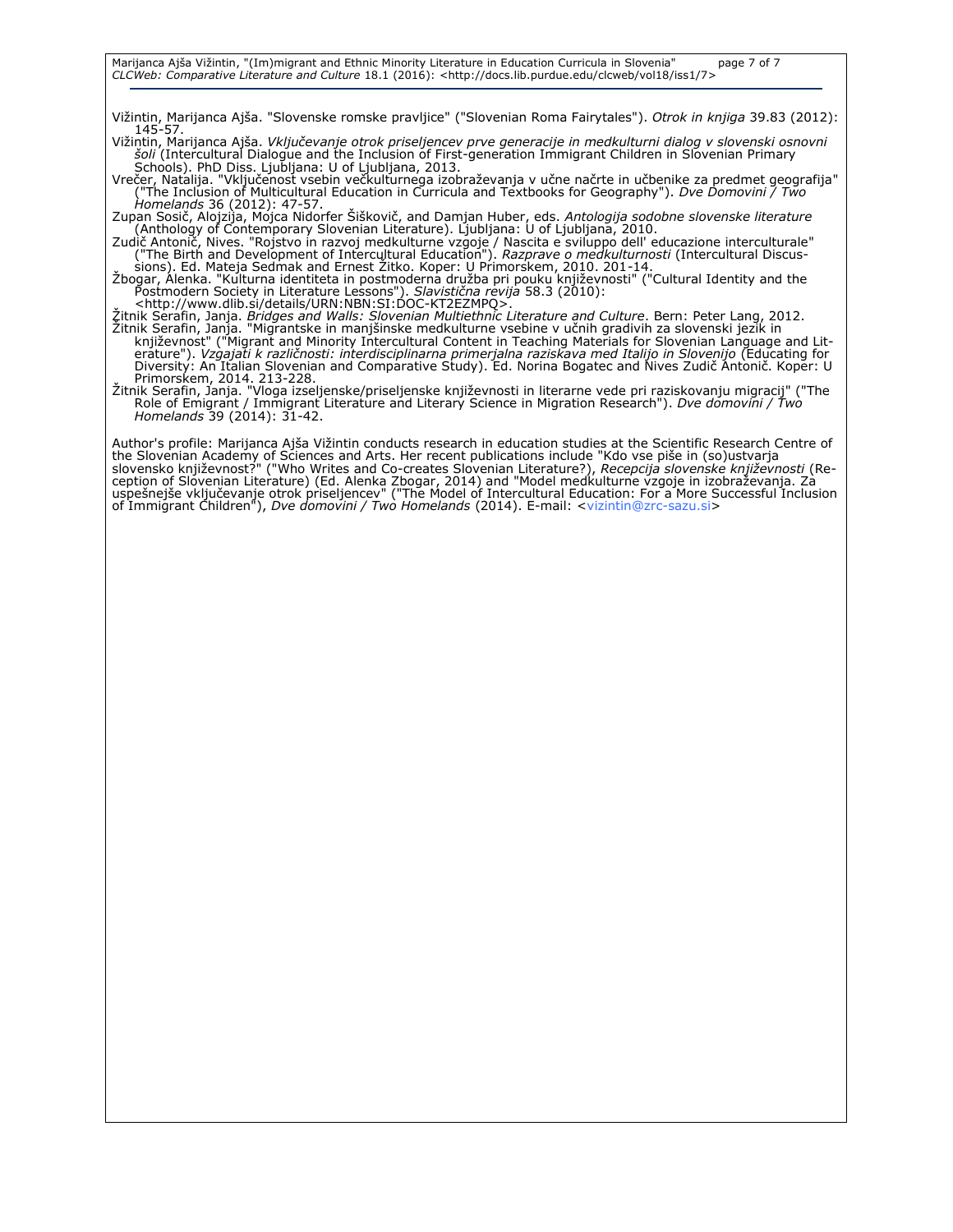Vižintin, Marijanca Ajša. "Slovenske romske pravljice" ("Slovenian Roma Fairytales"). *Otrok in knjiga* 39.83 (2012): 145-57.

Vižintin, Marijanca Ajša. *Vključevanje otrok priseljencev prve generacije in medkulturni dialog v slovenski osnovni šoli* (Intercultural Dialogue and the Inclusion of First-generation Immigrant Children in Slovenian Primary Schools). PhD Diss. Ljubljana: U of Ljubljana, 2013.

Vrečer, Natalija. "Vključenost vsebin večkulturnega izobraževanja v učne načrte in učbenike za predmet geografija" ("The Inclusion of Multicultural Education in Curricula and Textbooks for Geography"). *Dve Domovini / Two Homelands* 36 (2012): 47-57.

Zupan Sosič, Alojzija, Mojca Nidorfer Šiškovič, and Damjan Huber, eds. *Antologija sodobne slovenske literature* (Anthology of Contemporary Slovenian Literature). Ljubljana: U of Ljubljana, 2010.

Zudič Antonič, Nives. "Rojstvo in razvoj medkulturne vzgoje / Nascita e sviluppo dell' educazione interculturale" ("The Birth and Development of Intercultural Education"). *Razprave o medkulturnosti* (Intercultural Discussions). Ed. Mateja Sedmak and Ernest Žitko. Koper: U Primorskem, 2010. 201-14.

Žbogar, Alenka. "Kulturna identiteta in postmoderna družba pri pouku književnosti" ("Cultural Identity and the Postmodern Society in Literature Lessons"). *Slavistična revija* 58.3 (2010): <http://www.dlib.si/details/URN:NBN:SI:DOC-KT2EZMPQ>.

Žitnik Serafin, Janja. *Bridges and Walls: Slovenian Multiethnic Literature and Culture*. Bern: Peter Lang, 2012.

Žitnik Serafin, Janja. "Migrantske in manjšinske medkulturne vsebine v učnih gradivih za slovenski jezik in književnost" ("Migrant and Minority Intercultural Content in Teaching Materials for Slovenian Language and Literature"). *Vzgajati k različnosti: interdisciplinarna primerjalna raziskava med Italijo in Slovenijo* (Educating for Diversity: An Italian Slovenian and Comparative Study). Ed. Norina Bogatec and Nives Zudič Antonič. Koper: U Primorskem, 2014. 213-228.

Žitnik Serafin, Janja. "Vloga izseljenske/priseljenske književnosti in literarne vede pri raziskovanju migracij" ("The Role of Emigrant / Immigrant Literature and Literary Science in Migration Research"). *Dve domovini / Two Homelands* 39 (2014): 31-42.

Author's profile: Marijanca Ajša Vižintin conducts research in education studies at the Scientific Research Centre of the Slovenian Academy of Sciences and Arts. Her recent publications include "Kdo vse piše in (so)ustvarja slovensko književnost?" ("Who Writes and Co-creates Slovenian Literature?), *Recepcija slovenske književnosti* (Reception of Slovenian Literature) (Ed. Alenka Zbogar, 2014) and "Model medkulturne vzgoje in izobraževanja. Za uspešnejše vključevanje otrok priseljencev" ("The Model of Intercultural Education: For a More Successful Inclusion of Immigrant Children"), *Dve domovini / Two Homelands* (2014). E-mail: <vizintin@zrc-sazu.si>